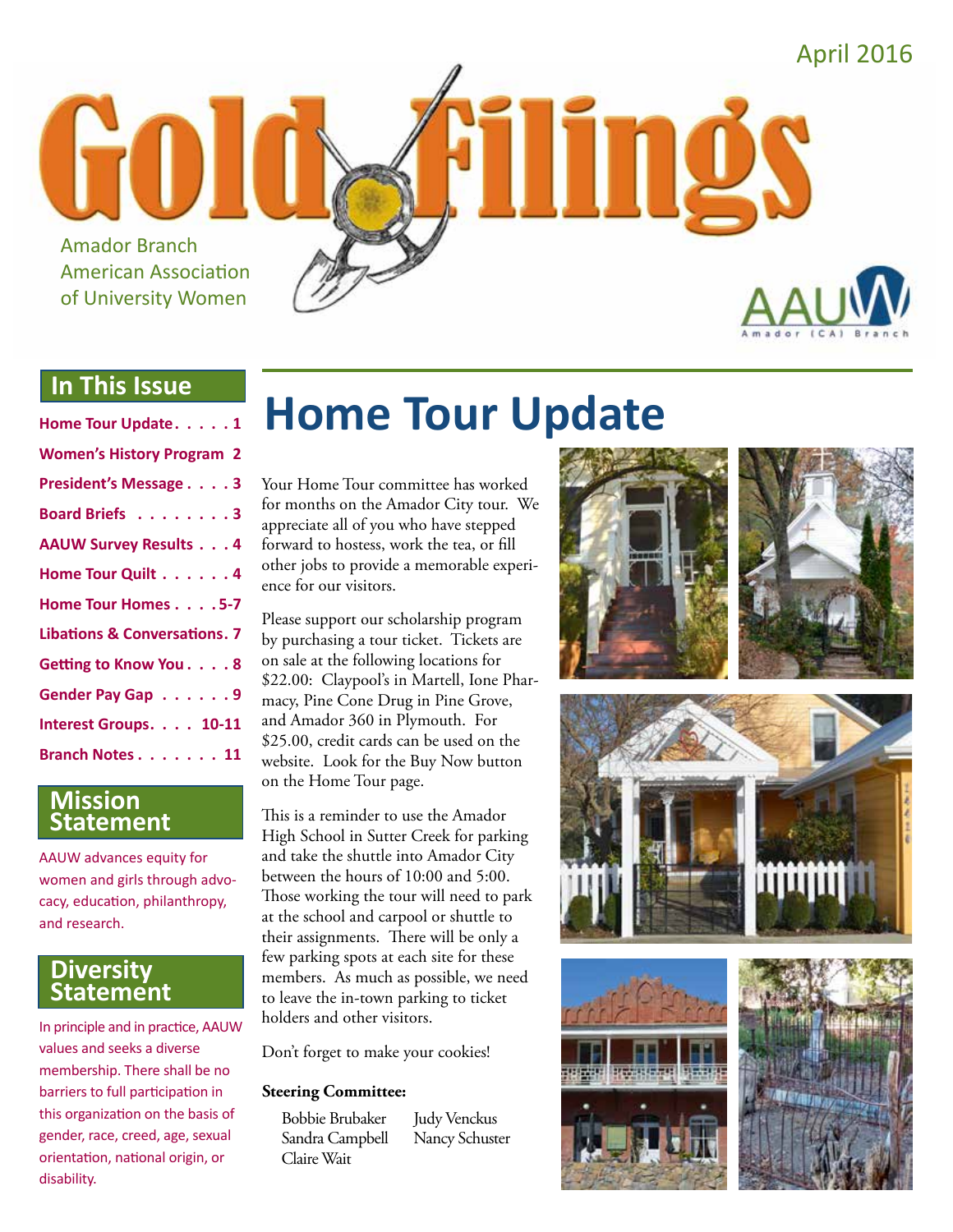April 2016

# Gold Filings

Amador Branch
American Association
of University Women

AAUW Amador (CA) Branch

## In This Issue

- Home Tour Update . . . . . 1
- Women's History Program 2
- President's Message . . . . 3
- Board Briefs . . . . . . . . 3
- AAUW Survey Results . . . 4
- Home Tour Quilt . . . . . . 4
- Home Tour Homes . . . . 5-7
- Libations & Conversations. 7
- Getting to Know You . . . . 8
- Gender Pay Gap . . . . . . 9
- Interest Groups. . . . 10-11
- Branch Notes . . . . . . . 11

## Mission Statement

AAUW advances equity for women and girls through advocacy, education, philanthropy, and research.

## Diversity Statement

In principle and in practice, AAUW values and seeks a diverse membership. There shall be no barriers to full participation in this organization on the basis of gender, race, creed, age, sexual orientation, national origin, or disability.

# Home Tour Update

Your Home Tour committee has worked for months on the Amador City tour. We appreciate all of you who have stepped forward to hostess, work the tea, or fill other jobs to provide a memorable experience for our visitors.

Please support our scholarship program by purchasing a tour ticket. Tickets are on sale at the following locations for $22.00: Claypool's in Martell, Ione Pharmacy, Pine Cone Drug in Pine Grove, and Amador 360 in Plymouth. For $25.00, credit cards can be used on the website. Look for the Buy Now button on the Home Tour page.

This is a reminder to use the Amador High School in Sutter Creek for parking and take the shuttle into Amador City between the hours of 10:00 and 5:00. Those working the tour will need to park at the school and carpool or shuttle to their assignments. There will be only a few parking spots at each site for these members. As much as possible, we need to leave the in-town parking to ticket holders and other visitors.

Don't forget to make your cookies!

**Steering Committee:**

Bobbie Brubaker
Sandra Campbell
Claire Wait
Judy Venckus
Nancy Schuster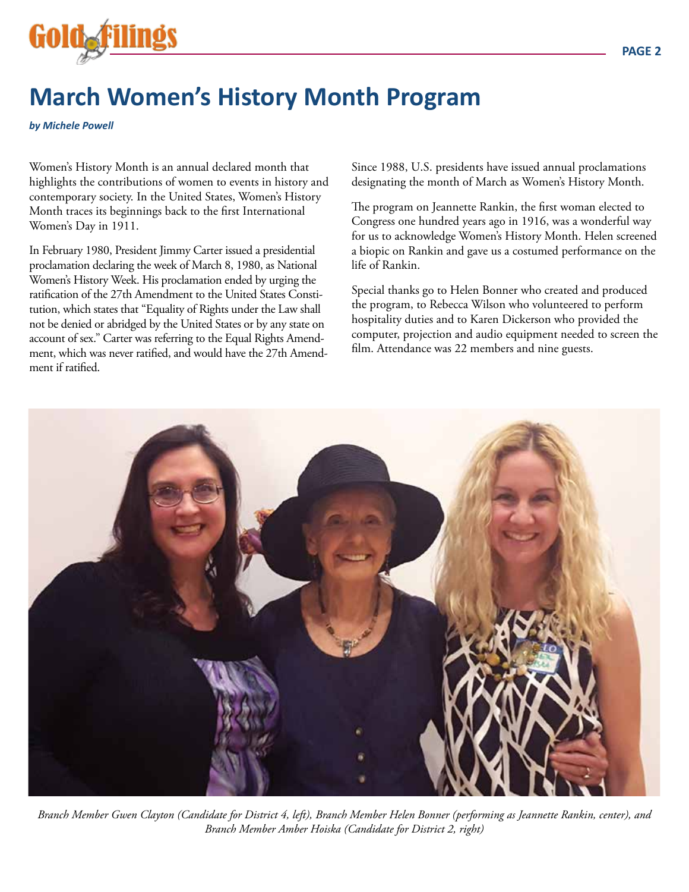# March Women's History Month Program

***by Michele Powell***

Women's History Month is an annual declared month that highlights the contributions of women to events in history and contemporary society. In the United States, Women's History Month traces its beginnings back to the first International Women's Day in 1911.

In February 1980, President Jimmy Carter issued a presidential proclamation declaring the week of March 8, 1980, as National Women's History Week. His proclamation ended by urging the ratification of the 27th Amendment to the United States Constitution, which states that "Equality of Rights under the Law shall not be denied or abridged by the United States or by any state on account of sex." Carter was referring to the Equal Rights Amendment, which was never ratified, and would have the 27th Amendment if ratified.

Since 1988, U.S. presidents have issued annual proclamations designating the month of March as Women's History Month.

The program on Jeannette Rankin, the first woman elected to Congress one hundred years ago in 1916, was a wonderful way for us to acknowledge Women's History Month. Helen screened a biopic on Rankin and gave us a costumed performance on the life of Rankin.

Special thanks go to Helen Bonner who created and produced the program, to Rebecca Wilson who volunteered to perform hospitality duties and to Karen Dickerson who provided the computer, projection and audio equipment needed to screen the film. Attendance was 22 members and nine guests.

*Branch Member Gwen Clayton (Candidate for District 4, left), Branch Member Helen Bonner (performing as Jeannette Rankin, center), and Branch Member Amber Hoiska (Candidate for District 2, right)*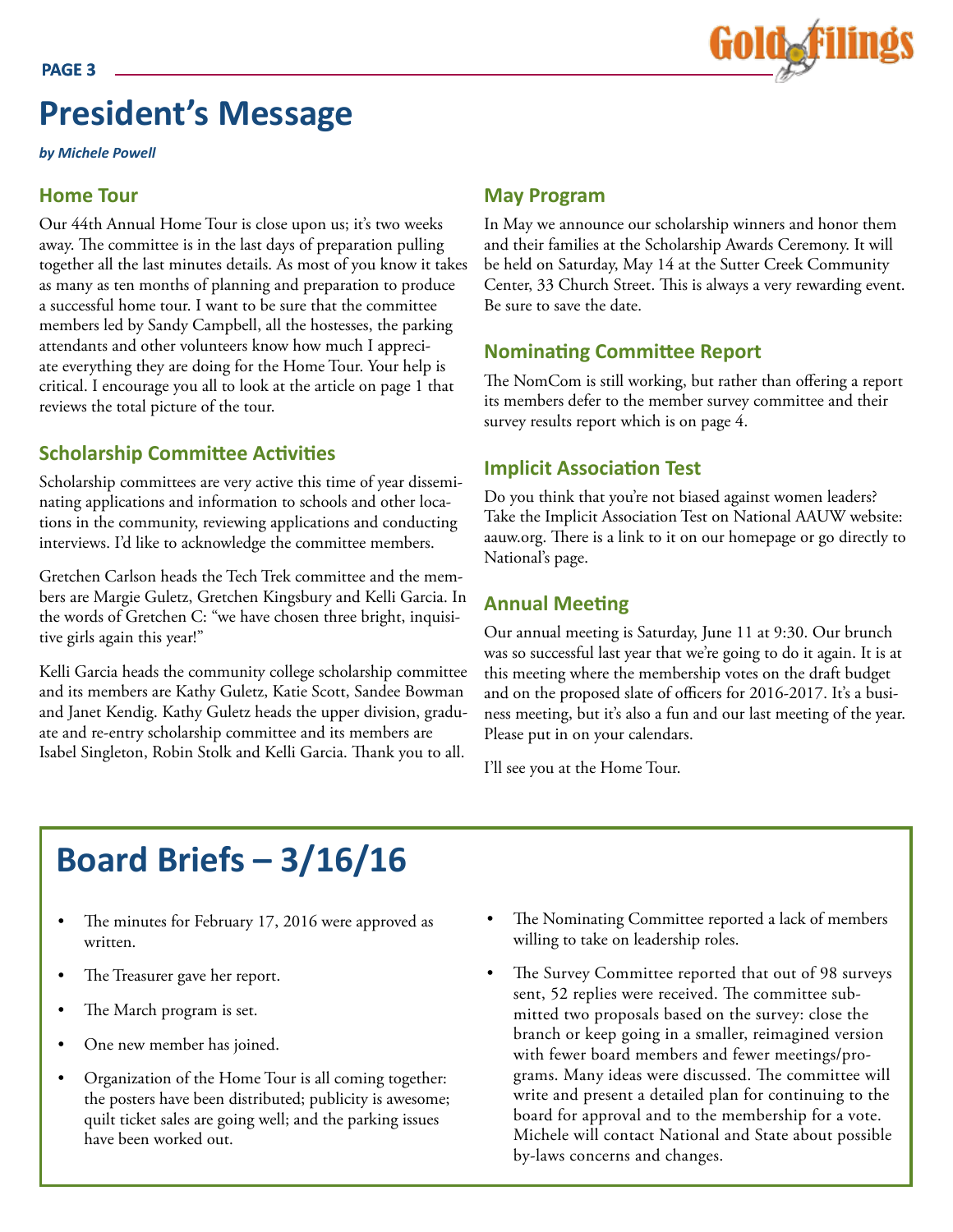# President's Message

***by Michele Powell***

## Home Tour

Our 44th Annual Home Tour is close upon us; it's two weeks away. The committee is in the last days of preparation pulling together all the last minutes details. As most of you know it takes as many as ten months of planning and preparation to produce a successful home tour. I want to be sure that the committee members led by Sandy Campbell, all the hostesses, the parking attendants and other volunteers know how much I appreciate everything they are doing for the Home Tour. Your help is critical. I encourage you all to look at the article on page 1 that reviews the total picture of the tour.

## Scholarship Committee Activities

Scholarship committees are very active this time of year disseminating applications and information to schools and other locations in the community, reviewing applications and conducting interviews. I'd like to acknowledge the committee members.

Gretchen Carlson heads the Tech Trek committee and the members are Margie Guletz, Gretchen Kingsbury and Kelli Garcia. In the words of Gretchen C: "we have chosen three bright, inquisitive girls again this year!"

Kelli Garcia heads the community college scholarship committee and its members are Kathy Guletz, Katie Scott, Sandee Bowman and Janet Kendig. Kathy Guletz heads the upper division, graduate and re-entry scholarship committee and its members are Isabel Singleton, Robin Stolk and Kelli Garcia. Thank you to all.

## May Program

In May we announce our scholarship winners and honor them and their families at the Scholarship Awards Ceremony. It will be held on Saturday, May 14 at the Sutter Creek Community Center, 33 Church Street. This is always a very rewarding event. Be sure to save the date.

## Nominating Committee Report

The NomCom is still working, but rather than offering a report its members defer to the member survey committee and their survey results report which is on page 4.

## Implicit Association Test

Do you think that you're not biased against women leaders? Take the Implicit Association Test on National AAUW website: aauw.org. There is a link to it on our homepage or go directly to National's page.

## Annual Meeting

Our annual meeting is Saturday, June 11 at 9:30. Our brunch was so successful last year that we're going to do it again. It is at this meeting where the membership votes on the draft budget and on the proposed slate of officers for 2016-2017. It's a business meeting, but it's also a fun and our last meeting of the year. Please put in on your calendars.

I'll see you at the Home Tour.

# Board Briefs – 3/16/16

- The minutes for February 17, 2016 were approved as written.
- The Treasurer gave her report.
- The March program is set.
- One new member has joined.
- Organization of the Home Tour is all coming together: the posters have been distributed; publicity is awesome; quilt ticket sales are going well; and the parking issues have been worked out.
- The Nominating Committee reported a lack of members willing to take on leadership roles.
- The Survey Committee reported that out of 98 surveys sent, 52 replies were received. The committee submitted two proposals based on the survey: close the branch or keep going in a smaller, reimagined version with fewer board members and fewer meetings/programs. Many ideas were discussed. The committee will write and present a detailed plan for continuing to the board for approval and to the membership for a vote. Michele will contact National and State about possible by-laws concerns and changes.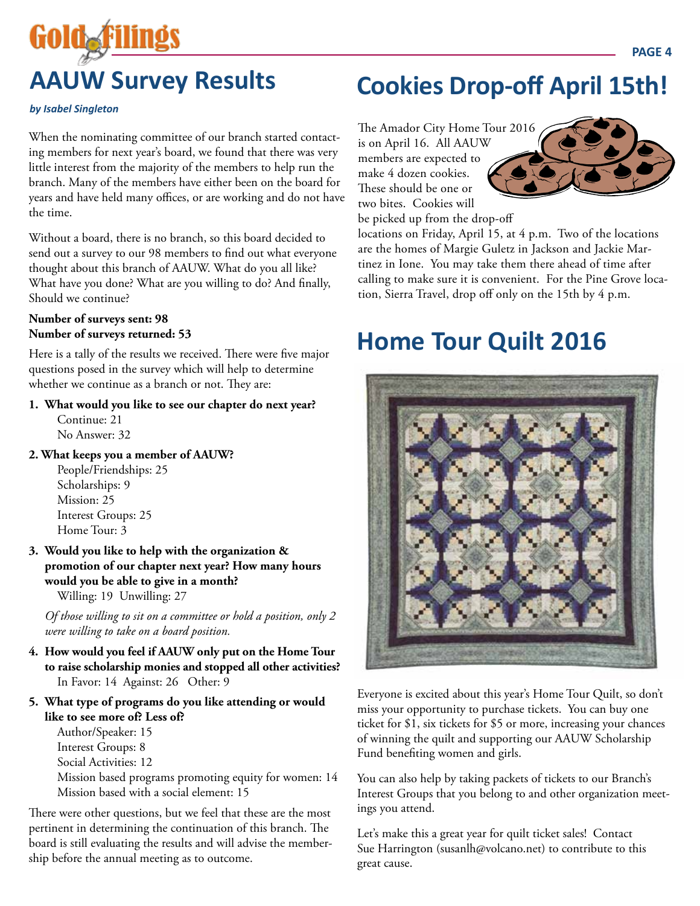# AAUW Survey Results

***by Isabel Singleton***

When the nominating committee of our branch started contacting members for next year's board, we found that there was very little interest from the majority of the members to help run the branch. Many of the members have either been on the board for years and have held many offices, or are working and do not have the time.

Without a board, there is no branch, so this board decided to send out a survey to our 98 members to find out what everyone thought about this branch of AAUW. What do you all like? What have you done? What are you willing to do? And finally, Should we continue?

**Number of surveys sent: 98**
**Number of surveys returned: 53**

Here is a tally of the results we received. There were five major questions posed in the survey which will help to determine whether we continue as a branch or not. They are:

1. **What would you like to see our chapter do next year?**
   Continue: 21
   No Answer: 32
2. **What keeps you a member of AAUW?**
   People/Friendships: 25
   Scholarships: 9
   Mission: 25
   Interest Groups: 25
   Home Tour: 3
3. **Would you like to help with the organization & promotion of our chapter next year? How many hours would you be able to give in a month?**
   Willing: 19 Unwilling: 27

   *Of those willing to sit on a committee or hold a position, only 2 were willing to take on a board position.*
4. **How would you feel if AAUW only put on the Home Tour to raise scholarship monies and stopped all other activities?**
   In Favor: 14 Against: 26 Other: 9
5. **What type of programs do you like attending or would like to see more of? Less of?**
   Author/Speaker: 15
   Interest Groups: 8
   Social Activities: 12
   Mission based programs promoting equity for women: 14
   Mission based with a social element: 15

There were other questions, but we feel that these are the most pertinent in determining the continuation of this branch. The board is still evaluating the results and will advise the membership before the annual meeting as to outcome.

# Cookies Drop-off April 15th!

The Amador City Home Tour 2016 is on April 16. All AAUW members are expected to make 4 dozen cookies. These should be one or two bites. Cookies will be picked up from the drop-off locations on Friday, April 15, at 4 p.m. Two of the locations are the homes of Margie Guletz in Jackson and Jackie Martinez in Ione. You may take them there ahead of time after calling to make sure it is convenient. For the Pine Grove location, Sierra Travel, drop off only on the 15th by 4 p.m.

# Home Tour Quilt 2016

Everyone is excited about this year's Home Tour Quilt, so don't miss your opportunity to purchase tickets. You can buy one ticket for $1, six tickets for $5 or more, increasing your chances of winning the quilt and supporting our AAUW Scholarship Fund benefiting women and girls.

You can also help by taking packets of tickets to our Branch's Interest Groups that you belong to and other organization meetings you attend.

Let's make this a great year for quilt ticket sales! Contact Sue Harrington (susanlh@volcano.net) to contribute to this great cause.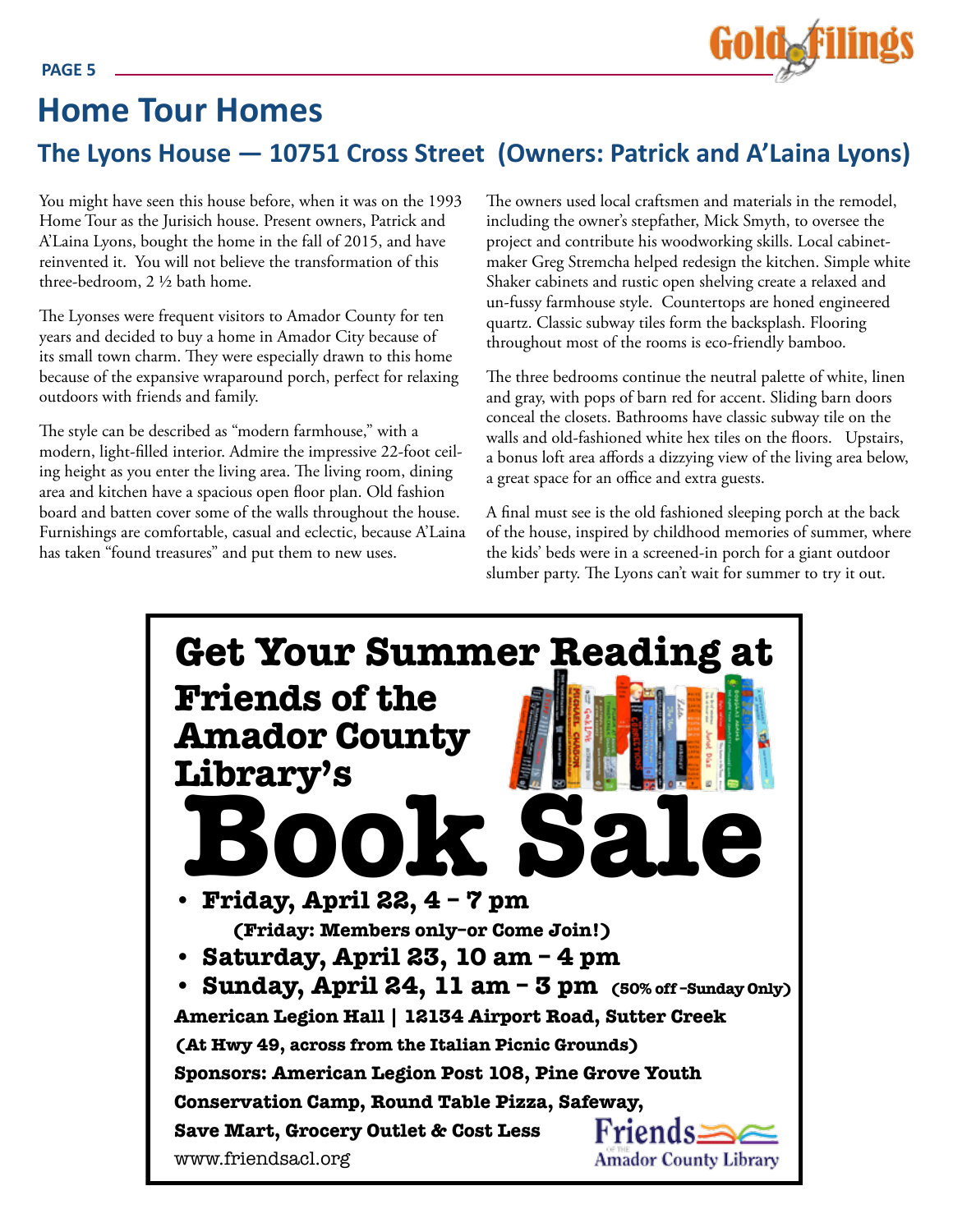# Home Tour Homes

## The Lyons House — 10751 Cross Street (Owners: Patrick and A'Laina Lyons)

You might have seen this house before, when it was on the 1993 Home Tour as the Jurisich house. Present owners, Patrick and A'Laina Lyons, bought the home in the fall of 2015, and have reinvented it. You will not believe the transformation of this three-bedroom, 2 ½ bath home.

The Lyonses were frequent visitors to Amador County for ten years and decided to buy a home in Amador City because of its small town charm. They were especially drawn to this home because of the expansive wraparound porch, perfect for relaxing outdoors with friends and family.

The style can be described as "modern farmhouse," with a modern, light-filled interior. Admire the impressive 22-foot ceiling height as you enter the living area. The living room, dining area and kitchen have a spacious open floor plan. Old fashion board and batten cover some of the walls throughout the house. Furnishings are comfortable, casual and eclectic, because A'Laina has taken "found treasures" and put them to new uses.

The owners used local craftsmen and materials in the remodel, including the owner's stepfather, Mick Smyth, to oversee the project and contribute his woodworking skills. Local cabinetmaker Greg Stremcha helped redesign the kitchen. Simple white Shaker cabinets and rustic open shelving create a relaxed and un-fussy farmhouse style. Countertops are honed engineered quartz. Classic subway tiles form the backsplash. Flooring throughout most of the rooms is eco-friendly bamboo.

The three bedrooms continue the neutral palette of white, linen and gray, with pops of barn red for accent. Sliding barn doors conceal the closets. Bathrooms have classic subway tile on the walls and old-fashioned white hex tiles on the floors. Upstairs, a bonus loft area affords a dizzying view of the living area below, a great space for an office and extra guests.

A final must see is the old fashioned sleeping porch at the back of the house, inspired by childhood memories of summer, where the kids' beds were in a screened-in porch for a giant outdoor slumber party. The Lyons can't wait for summer to try it out.

---

**Get Your Summer Reading at Friends of the Amador County Library's**

# Book Sale

- **Friday, April 22, 4 – 7 pm**
  **(Friday: Members only–or Come Join!)**
- **Saturday, April 23, 10 am – 4 pm**
- **Sunday, April 24, 11 am – 3 pm** **(50% off –Sunday Only)**

**American Legion Hall | 12134 Airport Road, Sutter Creek**

**(At Hwy 49, across from the Italian Picnic Grounds)**

**Sponsors: American Legion Post 108, Pine Grove Youth Conservation Camp, Round Table Pizza, Safeway, Save Mart, Grocery Outlet & Cost Less**

www.friendsacl.org

Friends of the Amador County Library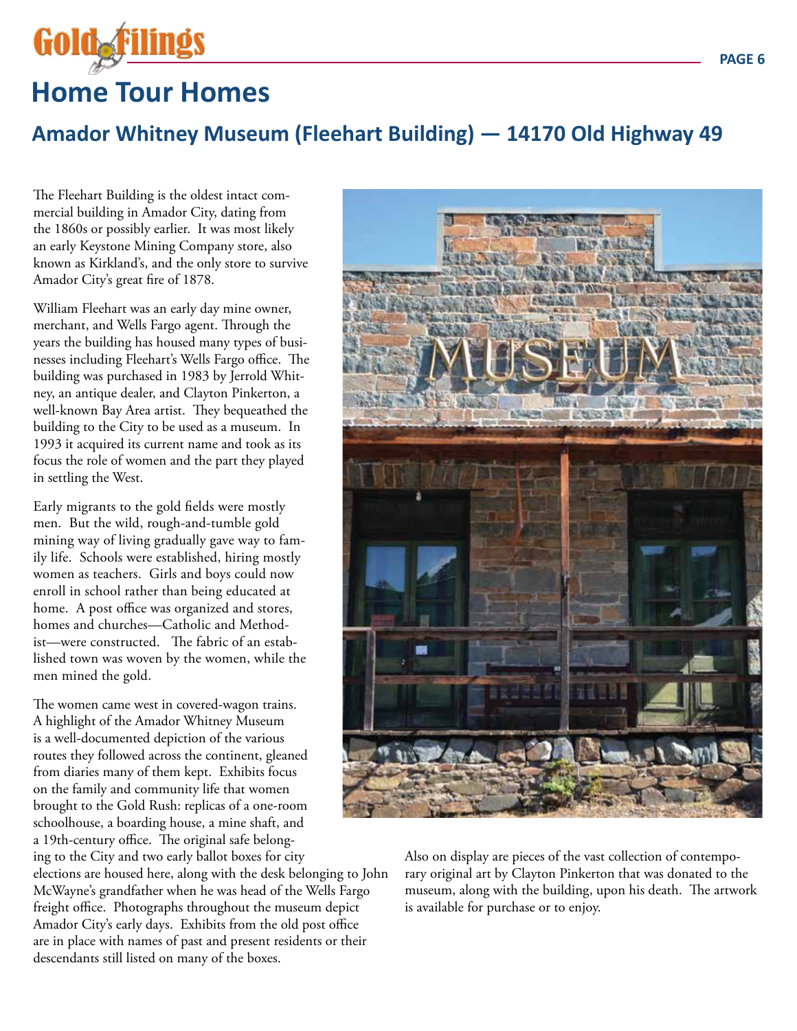# Home Tour Homes

## Amador Whitney Museum (Fleehart Building) — 14170 Old Highway 49

The Fleehart Building is the oldest intact commercial building in Amador City, dating from the 1860s or possibly earlier. It was most likely an early Keystone Mining Company store, also known as Kirkland's, and the only store to survive Amador City's great fire of 1878.

William Fleehart was an early day mine owner, merchant, and Wells Fargo agent. Through the years the building has housed many types of businesses including Fleehart's Wells Fargo office. The building was purchased in 1983 by Jerrold Whitney, an antique dealer, and Clayton Pinkerton, a well-known Bay Area artist. They bequeathed the building to the City to be used as a museum. In 1993 it acquired its current name and took as its focus the role of women and the part they played in settling the West.

Early migrants to the gold fields were mostly men. But the wild, rough-and-tumble gold mining way of living gradually gave way to family life. Schools were established, hiring mostly women as teachers. Girls and boys could now enroll in school rather than being educated at home. A post office was organized and stores, homes and churches—Catholic and Methodist—were constructed. The fabric of an established town was woven by the women, while the men mined the gold.

The women came west in covered-wagon trains. A highlight of the Amador Whitney Museum is a well-documented depiction of the various routes they followed across the continent, gleaned from diaries many of them kept. Exhibits focus on the family and community life that women brought to the Gold Rush: replicas of a one-room schoolhouse, a boarding house, a mine shaft, and a 19th-century office. The original safe belonging to the City and two early ballot boxes for city elections are housed here, along with the desk belonging to John McWayne's grandfather when he was head of the Wells Fargo freight office. Photographs throughout the museum depict Amador City's early days. Exhibits from the old post office are in place with names of past and present residents or their descendants still listed on many of the boxes.

Also on display are pieces of the vast collection of contemporary original art by Clayton Pinkerton that was donated to the museum, along with the building, upon his death. The artwork is available for purchase or to enjoy.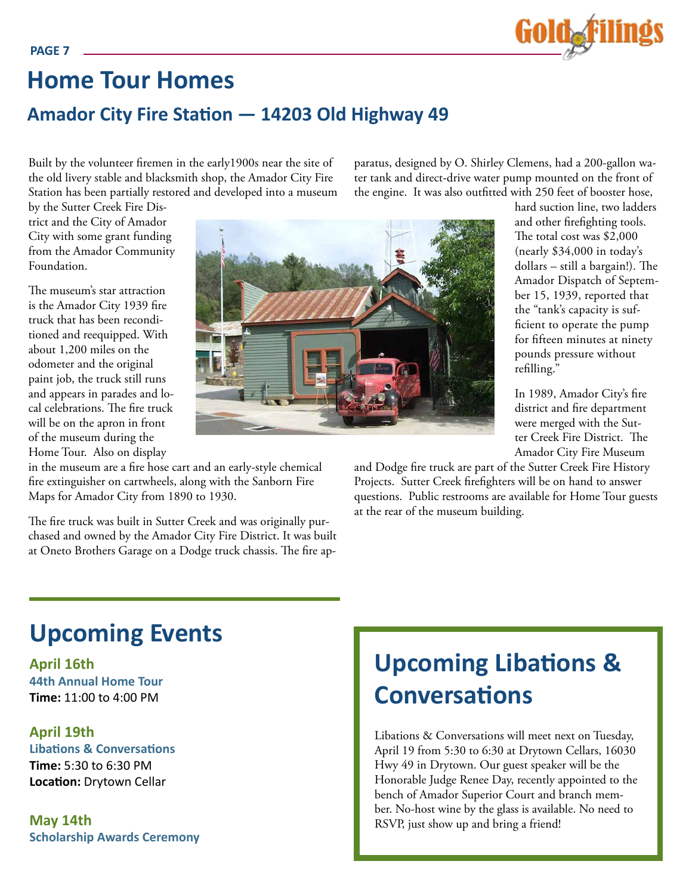# Home Tour Homes

## Amador City Fire Station — 14203 Old Highway 49

Built by the volunteer firemen in the early1900s near the site of the old livery stable and blacksmith shop, the Amador City Fire Station has been partially restored and developed into a museum by the Sutter Creek Fire District and the City of Amador City with some grant funding from the Amador Community Foundation.

The museum's star attraction is the Amador City 1939 fire truck that has been reconditioned and reequipped. With about 1,200 miles on the odometer and the original paint job, the truck still runs and appears in parades and local celebrations. The fire truck will be on the apron in front of the museum during the Home Tour. Also on display in the museum are a fire hose cart and an early-style chemical fire extinguisher on cartwheels, along with the Sanborn Fire Maps for Amador City from 1890 to 1930.

The fire truck was built in Sutter Creek and was originally purchased and owned by the Amador City Fire District. It was built at Oneto Brothers Garage on a Dodge truck chassis. The fire apparatus, designed by O. Shirley Clemens, had a 200-gallon water tank and direct-drive water pump mounted on the front of the engine. It was also outfitted with 250 feet of booster hose, hard suction line, two ladders and other firefighting tools. The total cost was $2,000 (nearly $34,000 in today's dollars – still a bargain!). The Amador Dispatch of September 15, 1939, reported that the "tank's capacity is sufficient to operate the pump for fifteen minutes at ninety pounds pressure without refilling."

In 1989, Amador City's fire district and fire department were merged with the Sutter Creek Fire District. The Amador City Fire Museum and Dodge fire truck are part of the Sutter Creek Fire History Projects. Sutter Creek firefighters will be on hand to answer questions. Public restrooms are available for Home Tour guests at the rear of the museum building.

# Upcoming Events

**April 16th**
**44th Annual Home Tour**
**Time:** 11:00 to 4:00 PM

**April 19th**
**Libations & Conversations**
**Time:** 5:30 to 6:30 PM
**Location:** Drytown Cellar

**May 14th**
**Scholarship Awards Ceremony**

# Upcoming Libations & Conversations

Libations & Conversations will meet next on Tuesday, April 19 from 5:30 to 6:30 at Drytown Cellars, 16030 Hwy 49 in Drytown. Our guest speaker will be the Honorable Judge Renee Day, recently appointed to the bench of Amador Superior Court and branch member. No-host wine by the glass is available. No need to RSVP, just show up and bring a friend!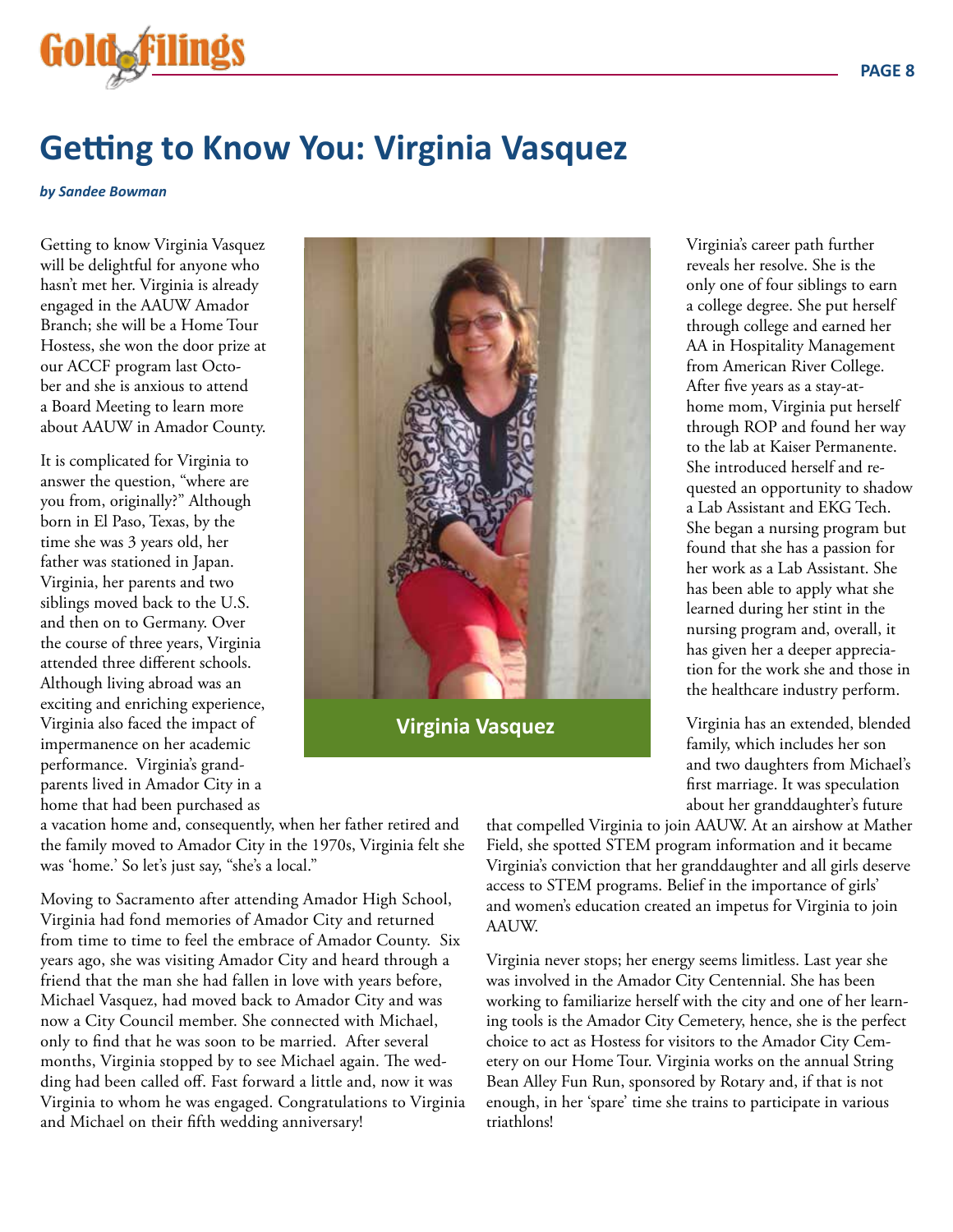# Getting to Know You: Virginia Vasquez

***by Sandee Bowman***

Getting to know Virginia Vasquez will be delightful for anyone who hasn't met her. Virginia is already engaged in the AAUW Amador Branch; she will be a Home Tour Hostess, she won the door prize at our ACCF program last October and she is anxious to attend a Board Meeting to learn more about AAUW in Amador County.

It is complicated for Virginia to answer the question, "where are you from, originally?" Although born in El Paso, Texas, by the time she was 3 years old, her father was stationed in Japan. Virginia, her parents and two siblings moved back to the U.S. and then on to Germany. Over the course of three years, Virginia attended three different schools. Although living abroad was an exciting and enriching experience, Virginia also faced the impact of impermanence on her academic performance. Virginia's grandparents lived in Amador City in a home that had been purchased as a vacation home and, consequently, when her father retired and the family moved to Amador City in the 1970s, Virginia felt she was 'home.' So let's just say, "she's a local."

Moving to Sacramento after attending Amador High School, Virginia had fond memories of Amador City and returned from time to time to feel the embrace of Amador County. Six years ago, she was visiting Amador City and heard through a friend that the man she had fallen in love with years before, Michael Vasquez, had moved back to Amador City and was now a City Council member. She connected with Michael, only to find that he was soon to be married. After several months, Virginia stopped by to see Michael again. The wedding had been called off. Fast forward a little and, now it was Virginia to whom he was engaged. Congratulations to Virginia and Michael on their fifth wedding anniversary!

**Virginia Vasquez**

Virginia's career path further reveals her resolve. She is the only one of four siblings to earn a college degree. She put herself through college and earned her AA in Hospitality Management from American River College. After five years as a stay-at-home mom, Virginia put herself through ROP and found her way to the lab at Kaiser Permanente. She introduced herself and requested an opportunity to shadow a Lab Assistant and EKG Tech. She began a nursing program but found that she has a passion for her work as a Lab Assistant. She has been able to apply what she learned during her stint in the nursing program and, overall, it has given her a deeper appreciation for the work she and those in the healthcare industry perform.

Virginia has an extended, blended family, which includes her son and two daughters from Michael's first marriage. It was speculation about her granddaughter's future that compelled Virginia to join AAUW. At an airshow at Mather Field, she spotted STEM program information and it became Virginia's conviction that her granddaughter and all girls deserve access to STEM programs. Belief in the importance of girls' and women's education created an impetus for Virginia to join AAUW.

Virginia never stops; her energy seems limitless. Last year she was involved in the Amador City Centennial. She has been working to familiarize herself with the city and one of her learning tools is the Amador City Cemetery, hence, she is the perfect choice to act as Hostess for visitors to the Amador City Cemetery on our Home Tour. Virginia works on the annual String Bean Alley Fun Run, sponsored by Rotary and, if that is not enough, in her 'spare' time she trains to participate in various triathlons!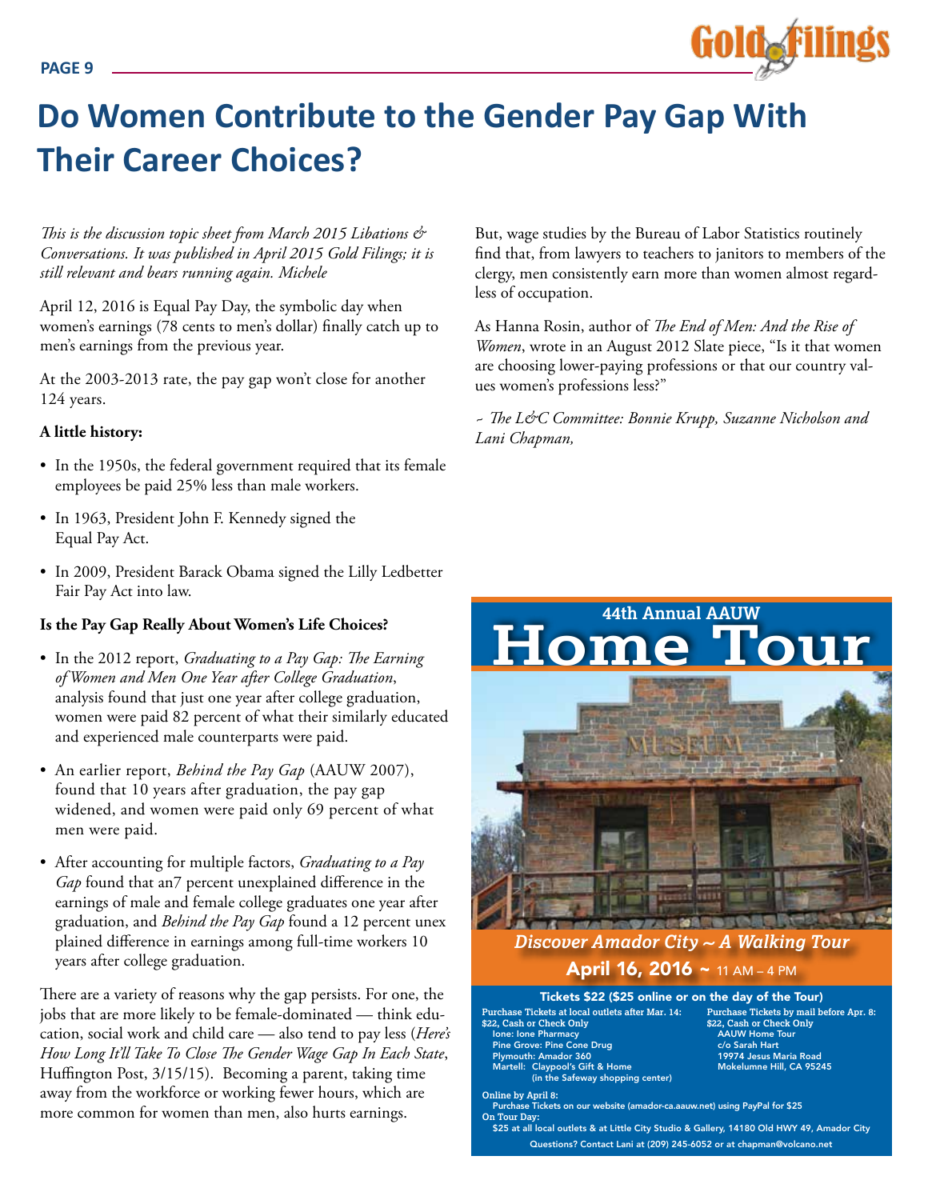# Do Women Contribute to the Gender Pay Gap With Their Career Choices?

*This is the discussion topic sheet from March 2015 Libations & Conversations. It was published in April 2015 Gold Filings; it is still relevant and bears running again. Michele*

April 12, 2016 is Equal Pay Day, the symbolic day when women's earnings (78 cents to men's dollar) finally catch up to men's earnings from the previous year.

At the 2003-2013 rate, the pay gap won't close for another 124 years.

**A little history:**

- In the 1950s, the federal government required that its female employees be paid 25% less than male workers.
- In 1963, President John F. Kennedy signed the Equal Pay Act.
- In 2009, President Barack Obama signed the Lilly Ledbetter Fair Pay Act into law.

**Is the Pay Gap Really About Women's Life Choices?**

- In the 2012 report, *Graduating to a Pay Gap: The Earning of Women and Men One Year after College Graduation*, analysis found that just one year after college graduation, women were paid 82 percent of what their similarly educated and experienced male counterparts were paid.
- An earlier report, *Behind the Pay Gap* (AAUW 2007), found that 10 years after graduation, the pay gap widened, and women were paid only 69 percent of what men were paid.
- After accounting for multiple factors, *Graduating to a Pay Gap* found that an7 percent unexplained difference in the earnings of male and female college graduates one year after graduation, and *Behind the Pay Gap* found a 12 percent unex plained difference in earnings among full-time workers 10 years after college graduation.

There are a variety of reasons why the gap persists. For one, the jobs that are more likely to be female-dominated — think education, social work and child care — also tend to pay less (*Here's How Long It'll Take To Close The Gender Wage Gap In Each State*, Huffington Post, 3/15/15). Becoming a parent, taking time away from the workforce or working fewer hours, which are more common for women than men, also hurts earnings.

But, wage studies by the Bureau of Labor Statistics routinely find that, from lawyers to teachers to janitors to members of the clergy, men consistently earn more than women almost regardless of occupation.

As Hanna Rosin, author of *The End of Men: And the Rise of Women*, wrote in an August 2012 Slate piece, "Is it that women are choosing lower-paying professions or that our country values women's professions less?"

*~ The L&C Committee: Bonnie Krupp, Suzanne Nicholson and Lani Chapman,*

44th Annual AAUW

# Home Tour

*Discover Amador City ~ A Walking Tour*

**April 16, 2016 ~** 11 AM – 4 PM

**Tickets $22 ($25 online or on the day of the Tour)**

**Purchase Tickets at local outlets after Mar. 14:**
$22, Cash or Check Only
Ione: Ione Pharmacy
Pine Grove: Pine Cone Drug
Plymouth: Amador 360
Martell: Claypool's Gift & Home (in the Safeway shopping center)

**Purchase Tickets by mail before Apr. 8:**
$22, Cash or Check Only
AAUW Home Tour
c/o Sarah Hart
19974 Jesus Maria Road
Mokelumne Hill, CA 95245

**Online by April 8:**
Purchase Tickets on our website (amador-ca.aauw.net) using PayPal for $25

**On Tour Day:**
$25 at all local outlets & at Little City Studio & Gallery, 14180 Old HWY 49, Amador City

Questions? Contact Lani at (209) 245-6052 or at chapman@volcano.net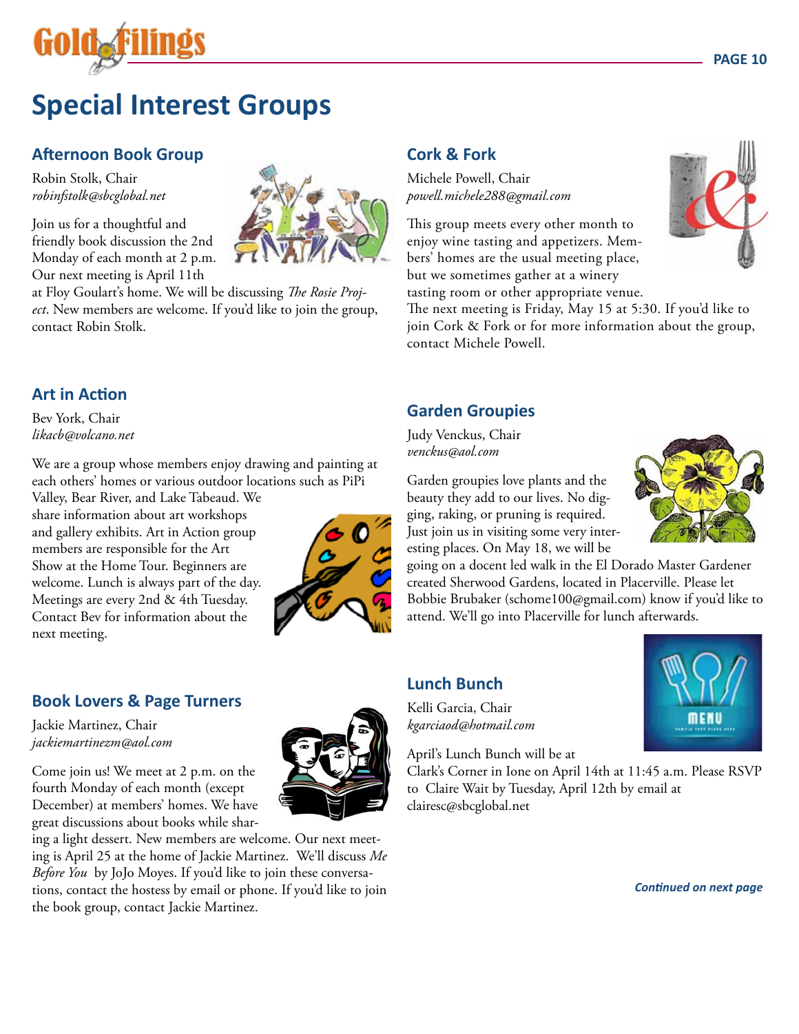# Special Interest Groups

## Afternoon Book Group

Robin Stolk, Chair
*robinfstolk@sbcglobal.net*

Join us for a thoughtful and friendly book discussion the 2nd Monday of each month at 2 p.m. Our next meeting is April 11th at Floy Goulart's home. We will be discussing *The Rosie Project*. New members are welcome. If you'd like to join the group, contact Robin Stolk.

## Art in Action

Bev York, Chair
*likacb@volcano.net*

We are a group whose members enjoy drawing and painting at each others' homes or various outdoor locations such as PiPi Valley, Bear River, and Lake Tabeaud. We share information about art workshops and gallery exhibits. Art in Action group members are responsible for the Art Show at the Home Tour. Beginners are welcome. Lunch is always part of the day. Meetings are every 2nd & 4th Tuesday. Contact Bev for information about the next meeting.

## Book Lovers & Page Turners

Jackie Martinez, Chair
*jackiemartinezm@aol.com*

Come join us! We meet at 2 p.m. on the fourth Monday of each month (except December) at members' homes. We have great discussions about books while sharing a light dessert. New members are welcome. Our next meeting is April 25 at the home of Jackie Martinez. We'll discuss *Me Before You* by JoJo Moyes. If you'd like to join these conversations, contact the hostess by email or phone. If you'd like to join the book group, contact Jackie Martinez.

## Cork & Fork

Michele Powell, Chair
*powell.michele288@gmail.com*

This group meets every other month to enjoy wine tasting and appetizers. Members' homes are the usual meeting place, but we sometimes gather at a winery tasting room or other appropriate venue. The next meeting is Friday, May 15 at 5:30. If you'd like to join Cork & Fork or for more information about the group, contact Michele Powell.

## Garden Groupies

Judy Venckus, Chair
*venckus@aol.com*

Garden groupies love plants and the beauty they add to our lives. No digging, raking, or pruning is required. Just join us in visiting some very interesting places. On May 18, we will be going on a docent led walk in the El Dorado Master Gardener created Sherwood Gardens, located in Placerville. Please let Bobbie Brubaker (schome100@gmail.com) know if you'd like to attend. We'll go into Placerville for lunch afterwards.

## Lunch Bunch

Kelli Garcia, Chair
*kgarciaod@hotmail.com*

April's Lunch Bunch will be at Clark's Corner in Ione on April 14th at 11:45 a.m. Please RSVP to Claire Wait by Tuesday, April 12th by email at clairesc@sbcglobal.net

***Continued on next page***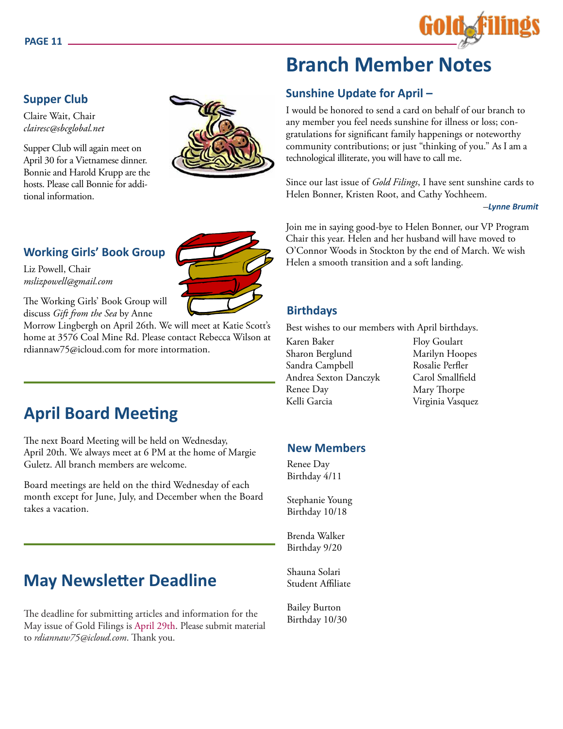# Branch Member Notes

## Supper Club

Claire Wait, Chair
*clairesc@sbcglobal.net*

Supper Club will again meet on April 30 for a Vietnamese dinner. Bonnie and Harold Krupp are the hosts. Please call Bonnie for additional information.

## Working Girls' Book Group

Liz Powell, Chair
*mslizpowell@gmail.com*

The Working Girls' Book Group will discuss *Gift from the Sea* by Anne Morrow Lingbergh on April 26th. We will meet at Katie Scott's home at 3576 Coal Mine Rd. Please contact Rebecca Wilson at rdiannaw75@icloud.com for more information.

# April Board Meeting

The next Board Meeting will be held on Wednesday, April 20th. We always meet at 6 PM at the home of Margie Guletz. All branch members are welcome.

Board meetings are held on the third Wednesday of each month except for June, July, and December when the Board takes a vacation.

# May Newsletter Deadline

The deadline for submitting articles and information for the May issue of Gold Filings is April 29th. Please submit material to *rdiannaw75@icloud.com*. Thank you.

## Sunshine Update for April –

I would be honored to send a card on behalf of our branch to any member you feel needs sunshine for illness or loss; congratulations for significant family happenings or noteworthy community contributions; or just "thinking of you." As I am a technological illiterate, you will have to call me.

Since our last issue of *Gold Filings*, I have sent sunshine cards to Helen Bonner, Kristen Root, and Cathy Yochheem.

*–Lynne Brumit*

Join me in saying good-bye to Helen Bonner, our VP Program Chair this year. Helen and her husband will have moved to O'Connor Woods in Stockton by the end of March. We wish Helen a smooth transition and a soft landing.

## Birthdays

Best wishes to our members with April birthdays.

- Karen Baker
- Sharon Berglund
- Sandra Campbell
- Andrea Sexton Danczyk
- Renee Day
- Kelli Garcia
- Floy Goulart
- Marilyn Hoopes
- Rosalie Perfler
- Carol Smallfield
- Mary Thorpe
- Virginia Vasquez

## New Members

Renee Day
Birthday 4/11

Stephanie Young
Birthday 10/18

Brenda Walker
Birthday 9/20

Shauna Solari
Student Affiliate

Bailey Burton
Birthday 10/30